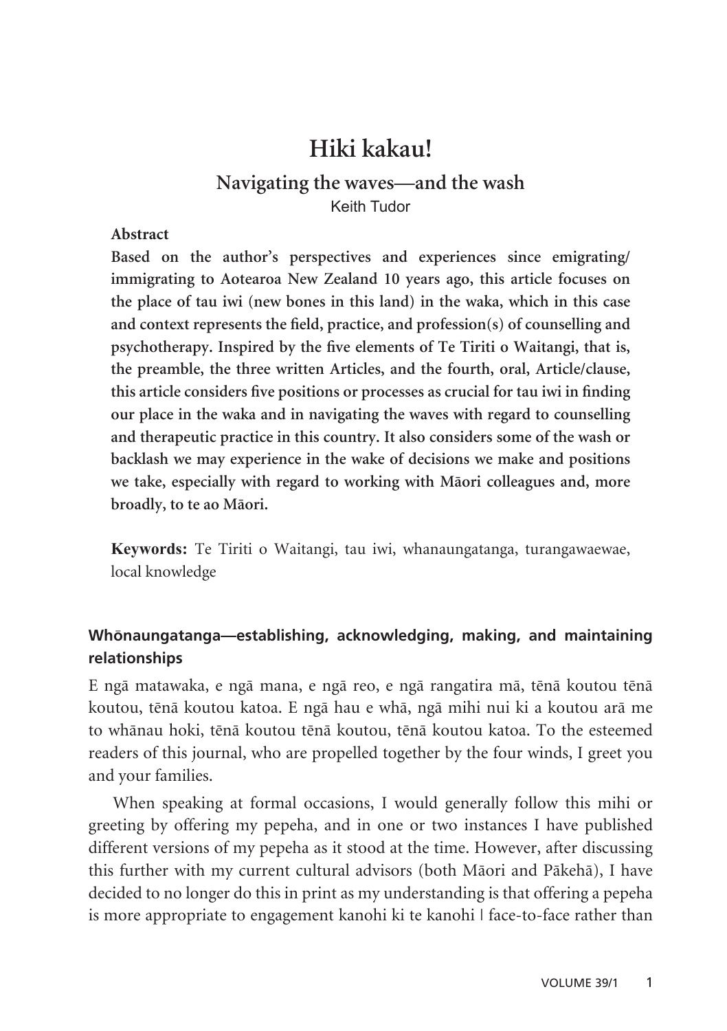# Hiki kakau!

## Navigating the waves—and the wash

Keith Tudor

**Abstract**

**Based on the author's perspectives and experiences since emigrating/immigrating to Aotearoa New Zealand 10 years ago, this article focuses on the place of tau iwi (new bones in this land) in the waka, which in this case and context represents the field, practice, and profession(s) of counselling and psychotherapy. Inspired by the five elements of Te Tiriti o Waitangi, that is, the preamble, the three written Articles, and the fourth, oral, Article/clause, this article considers five positions or processes as crucial for tau iwi in finding our place in the waka and in navigating the waves with regard to counselling and therapeutic practice in this country. It also considers some of the wash or backlash we may experience in the wake of decisions we make and positions we take, especially with regard to working with Māori colleagues and, more broadly, to te ao Māori.**

**Keywords:** Te Tiriti o Waitangi, tau iwi, whanaungatanga, turangawaewae, local knowledge

### Whōnaungatanga—establishing, acknowledging, making, and maintaining relationships

E ngā matawaka, e ngā mana, e ngā reo, e ngā rangatira mā, tēnā koutou tēnā koutou, tēnā koutou katoa. E ngā hau e whā, ngā mihi nui ki a koutou arā me to whānau hoki, tēnā koutou tēnā koutou, tēnā koutou katoa. To the esteemed readers of this journal, who are propelled together by the four winds, I greet you and your families.

When speaking at formal occasions, I would generally follow this mihi or greeting by offering my pepeha, and in one or two instances I have published different versions of my pepeha as it stood at the time. However, after discussing this further with my current cultural advisors (both Māori and Pākehā), I have decided to no longer do this in print as my understanding is that offering a pepeha is more appropriate to engagement kanohi ki te kanohi | face-to-face rather than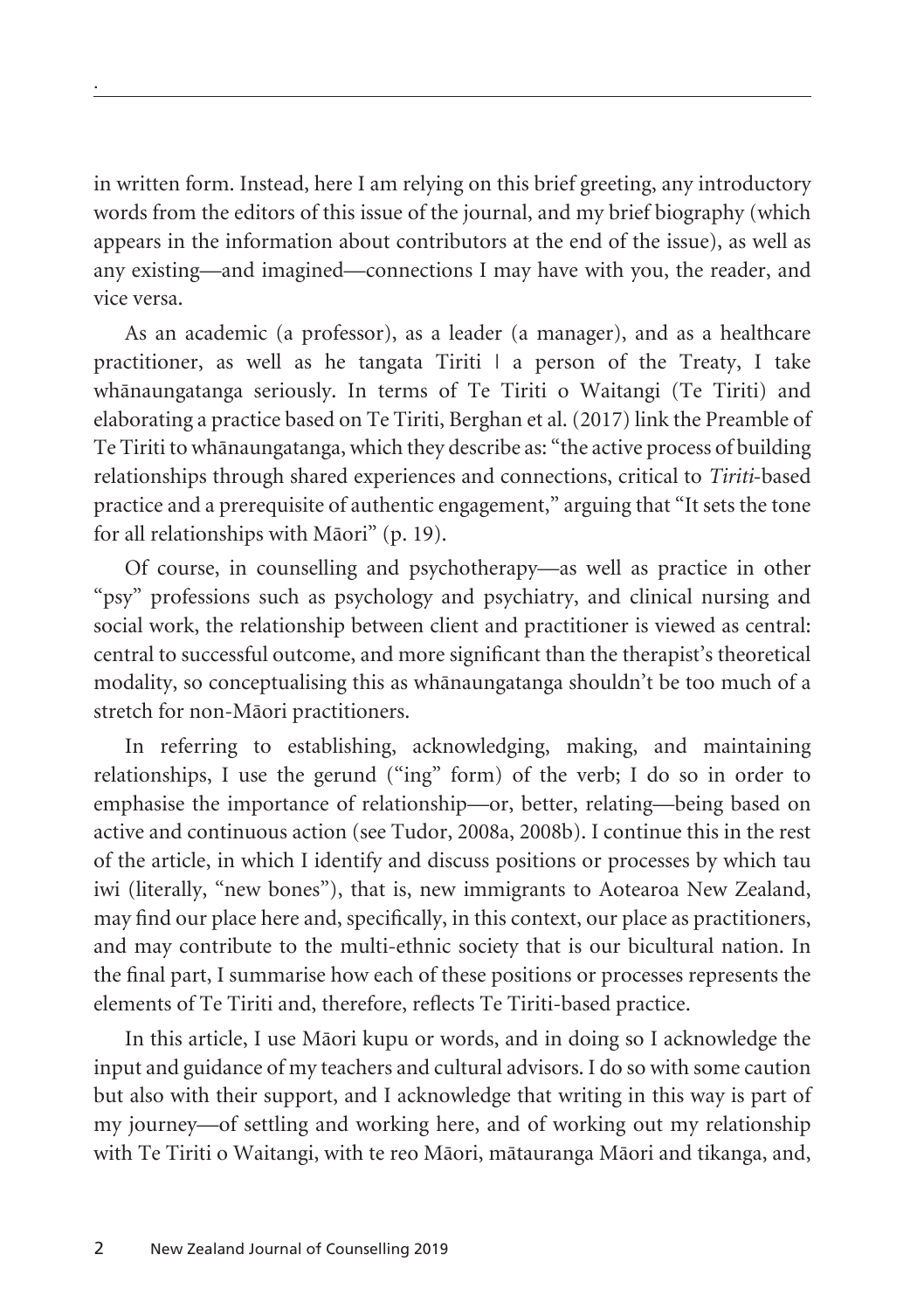in written form. Instead, here I am relying on this brief greeting, any introductory words from the editors of this issue of the journal, and my brief biography (which appears in the information about contributors at the end of the issue), as well as any existing—and imagined—connections I may have with you, the reader, and vice versa.

As an academic (a professor), as a leader (a manager), and as a healthcare practitioner, as well as he tangata Tiriti | a person of the Treaty, I take whānaungatanga seriously. In terms of Te Tiriti o Waitangi (Te Tiriti) and elaborating a practice based on Te Tiriti, Berghan et al. (2017) link the Preamble of Te Tiriti to whānaungatanga, which they describe as: "the active process of building relationships through shared experiences and connections, critical to *Tiriti*-based practice and a prerequisite of authentic engagement," arguing that "It sets the tone for all relationships with Māori" (p. 19).

Of course, in counselling and psychotherapy—as well as practice in other "psy" professions such as psychology and psychiatry, and clinical nursing and social work, the relationship between client and practitioner is viewed as central: central to successful outcome, and more significant than the therapist's theoretical modality, so conceptualising this as whānaungatanga shouldn't be too much of a stretch for non-Māori practitioners.

In referring to establishing, acknowledging, making, and maintaining relationships, I use the gerund ("ing" form) of the verb; I do so in order to emphasise the importance of relationship—or, better, relating—being based on active and continuous action (see Tudor, 2008a, 2008b). I continue this in the rest of the article, in which I identify and discuss positions or processes by which tau iwi (literally, "new bones"), that is, new immigrants to Aotearoa New Zealand, may find our place here and, specifically, in this context, our place as practitioners, and may contribute to the multi-ethnic society that is our bicultural nation. In the final part, I summarise how each of these positions or processes represents the elements of Te Tiriti and, therefore, reflects Te Tiriti-based practice.

In this article, I use Māori kupu or words, and in doing so I acknowledge the input and guidance of my teachers and cultural advisors. I do so with some caution but also with their support, and I acknowledge that writing in this way is part of my journey—of settling and working here, and of working out my relationship with Te Tiriti o Waitangi, with te reo Māori, mātauranga Māori and tikanga, and,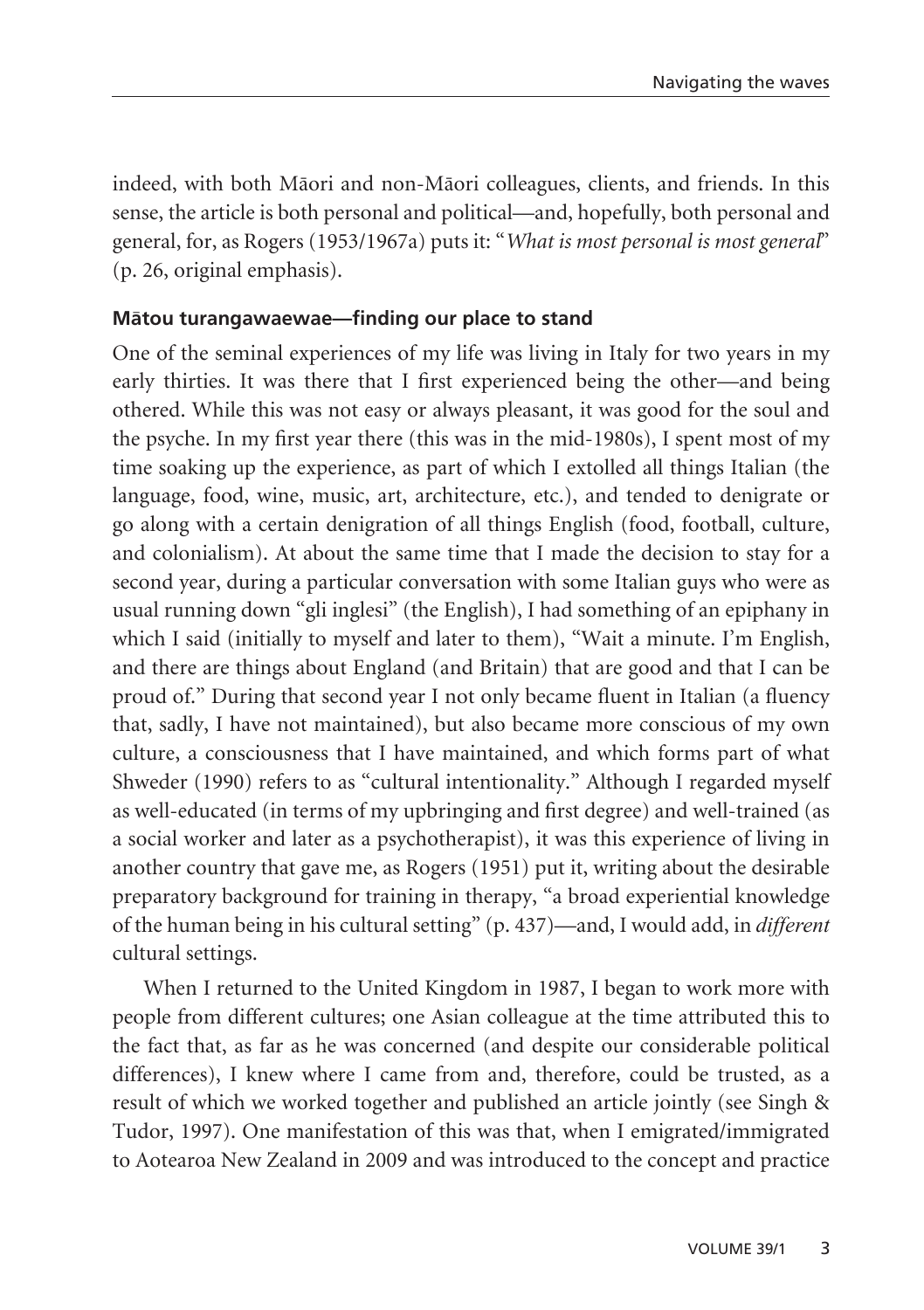indeed, with both Māori and non-Māori colleagues, clients, and friends. In this sense, the article is both personal and political—and, hopefully, both personal and general, for, as Rogers (1953/1967a) puts it: "*What is most personal is most general*" (p. 26, original emphasis).

### Mātou turangawaewae—finding our place to stand

One of the seminal experiences of my life was living in Italy for two years in my early thirties. It was there that I first experienced being the other—and being othered. While this was not easy or always pleasant, it was good for the soul and the psyche. In my first year there (this was in the mid-1980s), I spent most of my time soaking up the experience, as part of which I extolled all things Italian (the language, food, wine, music, art, architecture, etc.), and tended to denigrate or go along with a certain denigration of all things English (food, football, culture, and colonialism). At about the same time that I made the decision to stay for a second year, during a particular conversation with some Italian guys who were as usual running down "gli inglesi" (the English), I had something of an epiphany in which I said (initially to myself and later to them), "Wait a minute. I'm English, and there are things about England (and Britain) that are good and that I can be proud of." During that second year I not only became fluent in Italian (a fluency that, sadly, I have not maintained), but also became more conscious of my own culture, a consciousness that I have maintained, and which forms part of what Shweder (1990) refers to as "cultural intentionality." Although I regarded myself as well-educated (in terms of my upbringing and first degree) and well-trained (as a social worker and later as a psychotherapist), it was this experience of living in another country that gave me, as Rogers (1951) put it, writing about the desirable preparatory background for training in therapy, "a broad experiential knowledge of the human being in his cultural setting" (p. 437)—and, I would add, in *different* cultural settings.

When I returned to the United Kingdom in 1987, I began to work more with people from different cultures; one Asian colleague at the time attributed this to the fact that, as far as he was concerned (and despite our considerable political differences), I knew where I came from and, therefore, could be trusted, as a result of which we worked together and published an article jointly (see Singh & Tudor, 1997). One manifestation of this was that, when I emigrated/immigrated to Aotearoa New Zealand in 2009 and was introduced to the concept and practice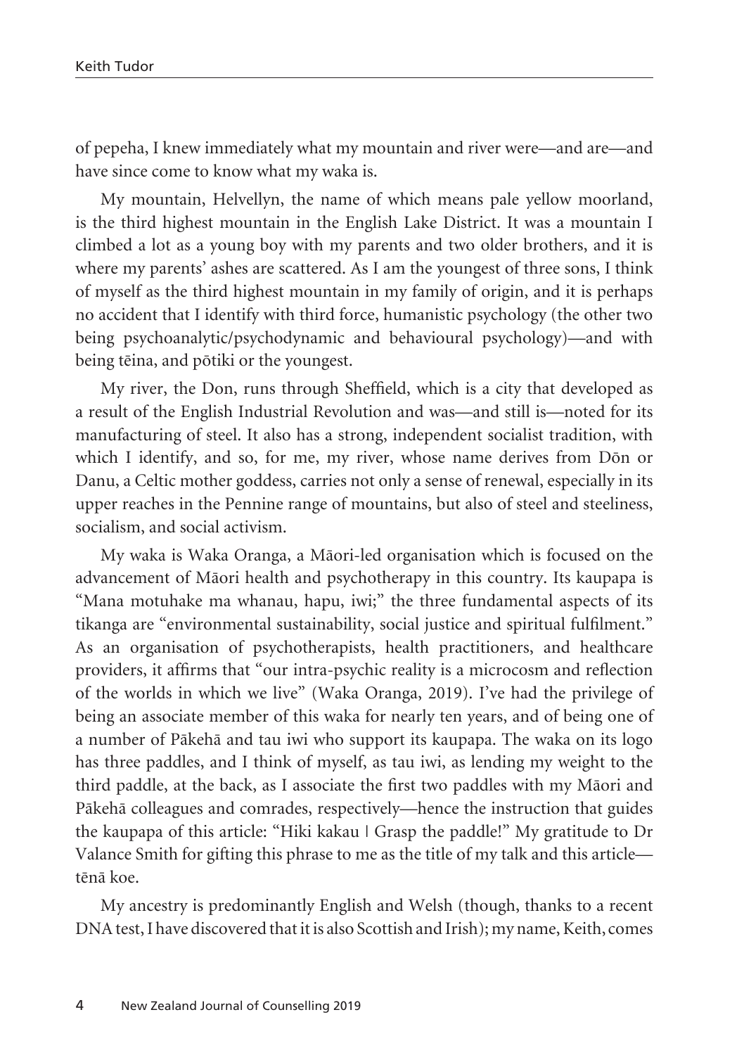of pepeha, I knew immediately what my mountain and river were—and are—and have since come to know what my waka is.

My mountain, Helvellyn, the name of which means pale yellow moorland, is the third highest mountain in the English Lake District. It was a mountain I climbed a lot as a young boy with my parents and two older brothers, and it is where my parents' ashes are scattered. As I am the youngest of three sons, I think of myself as the third highest mountain in my family of origin, and it is perhaps no accident that I identify with third force, humanistic psychology (the other two being psychoanalytic/psychodynamic and behavioural psychology)—and with being tēina, and pōtiki or the youngest.

My river, the Don, runs through Sheffield, which is a city that developed as a result of the English Industrial Revolution and was—and still is—noted for its manufacturing of steel. It also has a strong, independent socialist tradition, with which I identify, and so, for me, my river, whose name derives from Dōn or Danu, a Celtic mother goddess, carries not only a sense of renewal, especially in its upper reaches in the Pennine range of mountains, but also of steel and steeliness, socialism, and social activism.

My waka is Waka Oranga, a Māori-led organisation which is focused on the advancement of Māori health and psychotherapy in this country. Its kaupapa is "Mana motuhake ma whanau, hapu, iwi;" the three fundamental aspects of its tikanga are "environmental sustainability, social justice and spiritual fulfilment." As an organisation of psychotherapists, health practitioners, and healthcare providers, it affirms that "our intra-psychic reality is a microcosm and reflection of the worlds in which we live" (Waka Oranga, 2019). I've had the privilege of being an associate member of this waka for nearly ten years, and of being one of a number of Pākehā and tau iwi who support its kaupapa. The waka on its logo has three paddles, and I think of myself, as tau iwi, as lending my weight to the third paddle, at the back, as I associate the first two paddles with my Māori and Pākehā colleagues and comrades, respectively—hence the instruction that guides the kaupapa of this article: "Hiki kakau | Grasp the paddle!" My gratitude to Dr Valance Smith for gifting this phrase to me as the title of my talk and this article—tēnā koe.

My ancestry is predominantly English and Welsh (though, thanks to a recent DNA test, I have discovered that it is also Scottish and Irish); my name, Keith, comes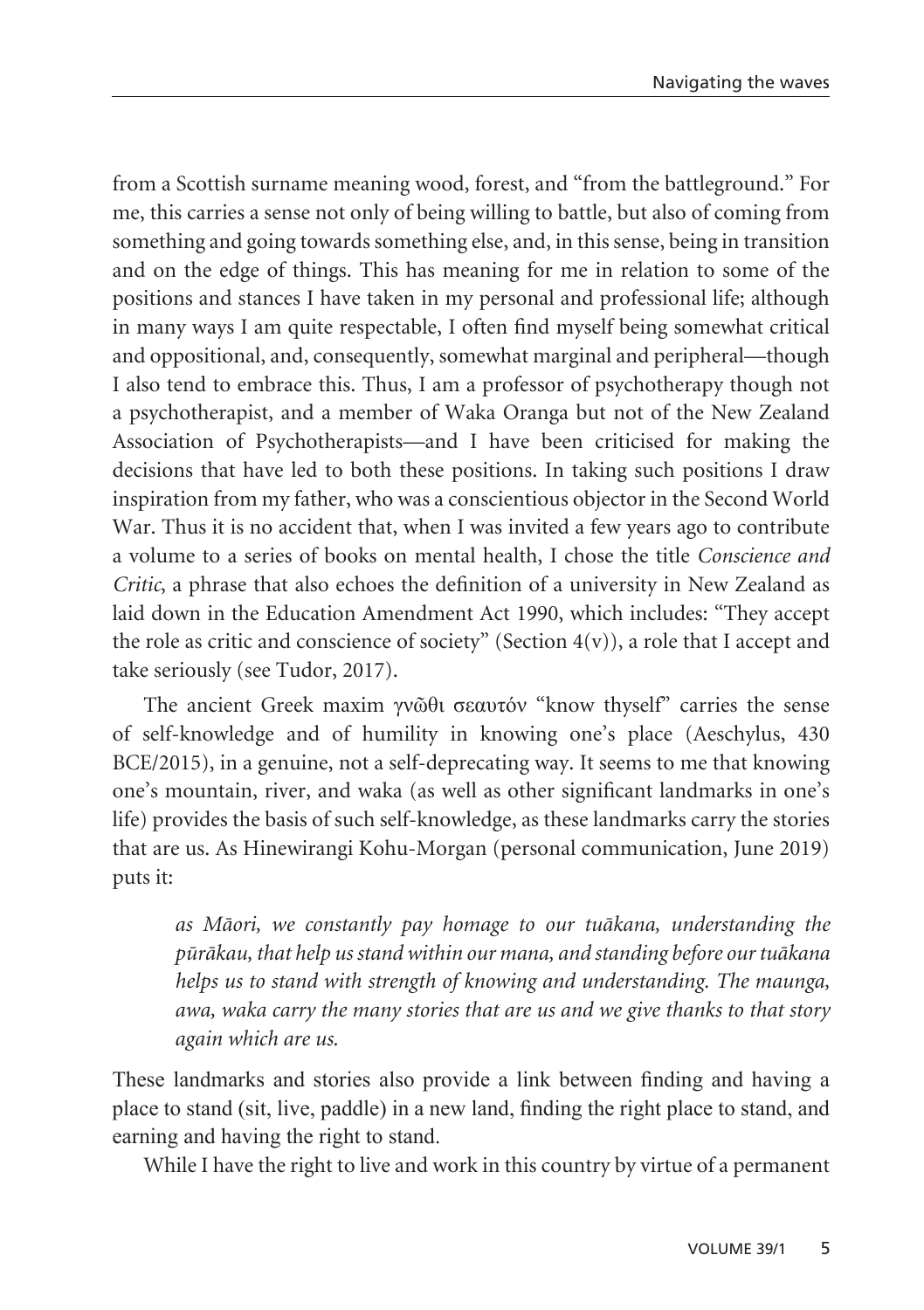from a Scottish surname meaning wood, forest, and "from the battleground." For me, this carries a sense not only of being willing to battle, but also of coming from something and going towards something else, and, in this sense, being in transition and on the edge of things. This has meaning for me in relation to some of the positions and stances I have taken in my personal and professional life; although in many ways I am quite respectable, I often find myself being somewhat critical and oppositional, and, consequently, somewhat marginal and peripheral—though I also tend to embrace this. Thus, I am a professor of psychotherapy though not a psychotherapist, and a member of Waka Oranga but not of the New Zealand Association of Psychotherapists—and I have been criticised for making the decisions that have led to both these positions. In taking such positions I draw inspiration from my father, who was a conscientious objector in the Second World War. Thus it is no accident that, when I was invited a few years ago to contribute a volume to a series of books on mental health, I chose the title *Conscience and Critic*, a phrase that also echoes the definition of a university in New Zealand as laid down in the Education Amendment Act 1990, which includes: "They accept the role as critic and conscience of society" (Section 4(v)), a role that I accept and take seriously (see Tudor, 2017).

The ancient Greek maxim γνῶθι σεαυτόν "know thyself" carries the sense of self-knowledge and of humility in knowing one's place (Aeschylus, 430 BCE/2015), in a genuine, not a self-deprecating way. It seems to me that knowing one's mountain, river, and waka (as well as other significant landmarks in one's life) provides the basis of such self-knowledge, as these landmarks carry the stories that are us. As Hinewirangi Kohu-Morgan (personal communication, June 2019) puts it:

> *as Māori, we constantly pay homage to our tuākana, understanding the pūrākau, that help us stand within our mana, and standing before our tuākana helps us to stand with strength of knowing and understanding. The maunga, awa, waka carry the many stories that are us and we give thanks to that story again which are us.*

These landmarks and stories also provide a link between finding and having a place to stand (sit, live, paddle) in a new land, finding the right place to stand, and earning and having the right to stand.

While I have the right to live and work in this country by virtue of a permanent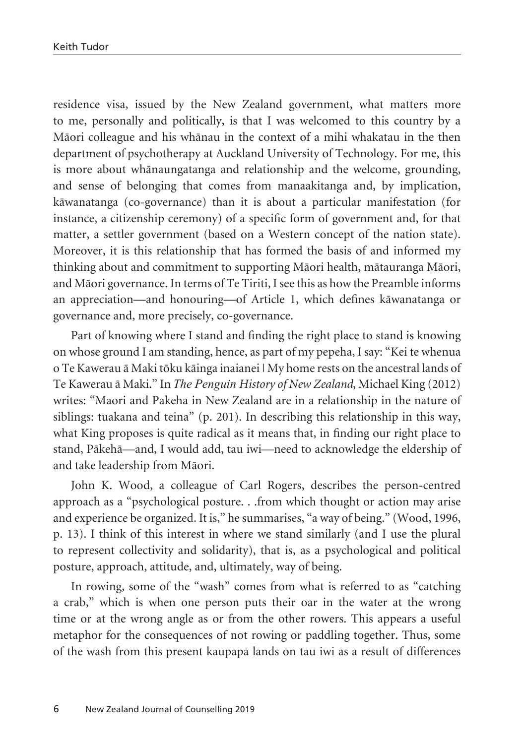residence visa, issued by the New Zealand government, what matters more to me, personally and politically, is that I was welcomed to this country by a Māori colleague and his whānau in the context of a mihi whakatau in the then department of psychotherapy at Auckland University of Technology. For me, this is more about whānaungatanga and relationship and the welcome, grounding, and sense of belonging that comes from manaakitanga and, by implication, kāwanatanga (co-governance) than it is about a particular manifestation (for instance, a citizenship ceremony) of a specific form of government and, for that matter, a settler government (based on a Western concept of the nation state). Moreover, it is this relationship that has formed the basis of and informed my thinking about and commitment to supporting Māori health, mātauranga Māori, and Māori governance. In terms of Te Tiriti, I see this as how the Preamble informs an appreciation—and honouring—of Article 1, which defines kāwanatanga or governance and, more precisely, co-governance.

Part of knowing where I stand and finding the right place to stand is knowing on whose ground I am standing, hence, as part of my pepeha, I say: "Kei te whenua o Te Kawerau ā Maki tōku kāinga inaianei | My home rests on the ancestral lands of Te Kawerau ā Maki." In *The Penguin History of New Zealand*, Michael King (2012) writes: "Maori and Pakeha in New Zealand are in a relationship in the nature of siblings: tuakana and teina" (p. 201). In describing this relationship in this way, what King proposes is quite radical as it means that, in finding our right place to stand, Pākehā—and, I would add, tau iwi—need to acknowledge the eldership of and take leadership from Māori.

John K. Wood, a colleague of Carl Rogers, describes the person-centred approach as a "psychological posture. . .from which thought or action may arise and experience be organized. It is," he summarises, "a way of being." (Wood, 1996, p. 13). I think of this interest in where we stand similarly (and I use the plural to represent collectivity and solidarity), that is, as a psychological and political posture, approach, attitude, and, ultimately, way of being.

In rowing, some of the "wash" comes from what is referred to as "catching a crab," which is when one person puts their oar in the water at the wrong time or at the wrong angle as or from the other rowers. This appears a useful metaphor for the consequences of not rowing or paddling together. Thus, some of the wash from this present kaupapa lands on tau iwi as a result of differences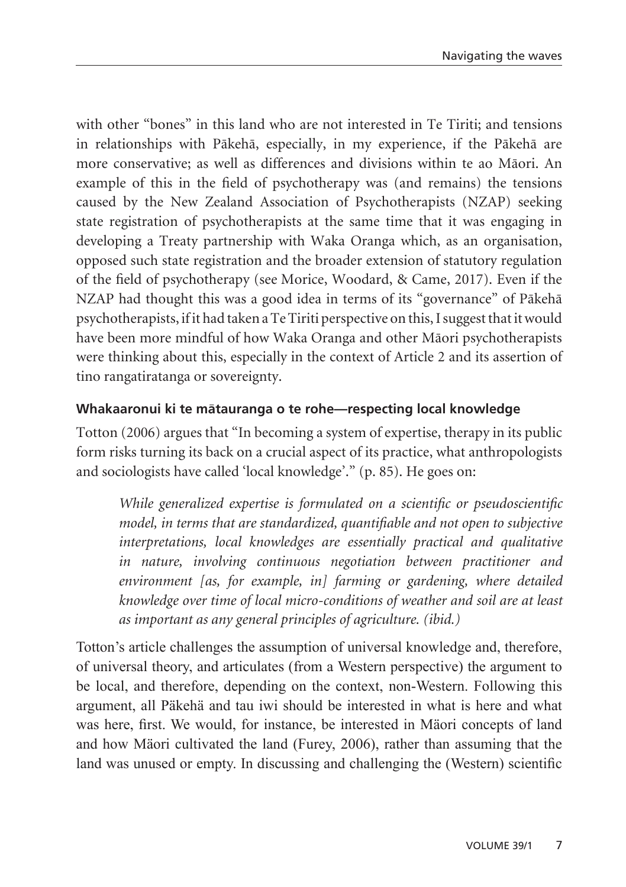with other "bones" in this land who are not interested in Te Tiriti; and tensions in relationships with Pākehā, especially, in my experience, if the Pākehā are more conservative; as well as differences and divisions within te ao Māori. An example of this in the field of psychotherapy was (and remains) the tensions caused by the New Zealand Association of Psychotherapists (NZAP) seeking state registration of psychotherapists at the same time that it was engaging in developing a Treaty partnership with Waka Oranga which, as an organisation, opposed such state registration and the broader extension of statutory regulation of the field of psychotherapy (see Morice, Woodard, & Came, 2017). Even if the NZAP had thought this was a good idea in terms of its "governance" of Pākehā psychotherapists, if it had taken a Te Tiriti perspective on this, I suggest that it would have been more mindful of how Waka Oranga and other Māori psychotherapists were thinking about this, especially in the context of Article 2 and its assertion of tino rangatiratanga or sovereignty.

#### Whakaaronui ki te mātauranga o te rohe—respecting local knowledge

Totton (2006) argues that "In becoming a system of expertise, therapy in its public form risks turning its back on a crucial aspect of its practice, what anthropologists and sociologists have called 'local knowledge'." (p. 85). He goes on:

> *While generalized expertise is formulated on a scientific or pseudoscientific model, in terms that are standardized, quantifiable and not open to subjective interpretations, local knowledges are essentially practical and qualitative in nature, involving continuous negotiation between practitioner and environment [as, for example, in] farming or gardening, where detailed knowledge over time of local micro-conditions of weather and soil are at least as important as any general principles of agriculture. (ibid.)*

Totton's article challenges the assumption of universal knowledge and, therefore, of universal theory, and articulates (from a Western perspective) the argument to be local, and therefore, depending on the context, non-Western. Following this argument, all Päkehä and tau iwi should be interested in what is here and what was here, first. We would, for instance, be interested in Mäori concepts of land and how Mäori cultivated the land (Furey, 2006), rather than assuming that the land was unused or empty. In discussing and challenging the (Western) scientific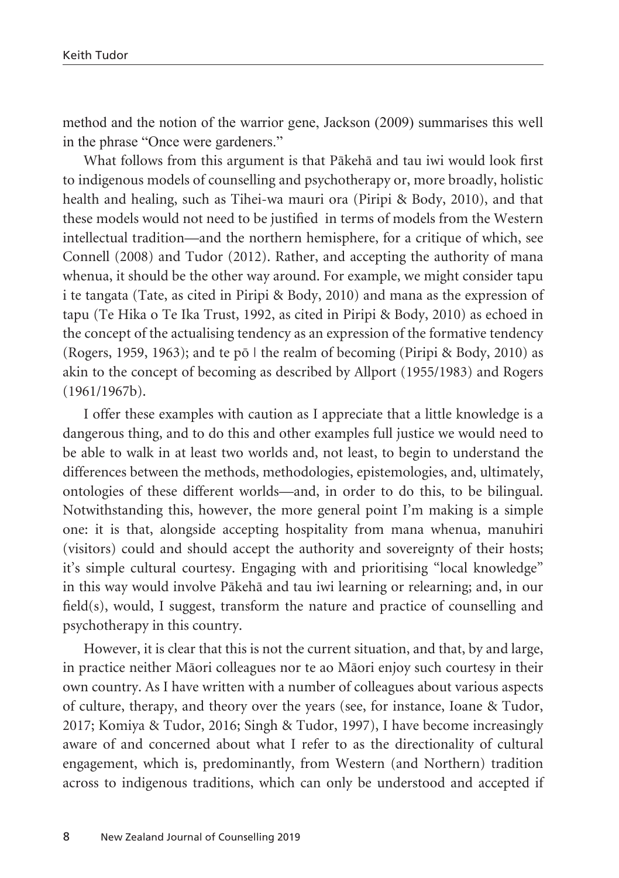method and the notion of the warrior gene, Jackson (2009) summarises this well in the phrase "Once were gardeners."

What follows from this argument is that Pākehā and tau iwi would look first to indigenous models of counselling and psychotherapy or, more broadly, holistic health and healing, such as Tihei-wa mauri ora (Piripi & Body, 2010), and that these models would not need to be justified in terms of models from the Western intellectual tradition—and the northern hemisphere, for a critique of which, see Connell (2008) and Tudor (2012). Rather, and accepting the authority of mana whenua, it should be the other way around. For example, we might consider tapu i te tangata (Tate, as cited in Piripi & Body, 2010) and mana as the expression of tapu (Te Hika o Te Ika Trust, 1992, as cited in Piripi & Body, 2010) as echoed in the concept of the actualising tendency as an expression of the formative tendency (Rogers, 1959, 1963); and te pō | the realm of becoming (Piripi & Body, 2010) as akin to the concept of becoming as described by Allport (1955/1983) and Rogers (1961/1967b).

I offer these examples with caution as I appreciate that a little knowledge is a dangerous thing, and to do this and other examples full justice we would need to be able to walk in at least two worlds and, not least, to begin to understand the differences between the methods, methodologies, epistemologies, and, ultimately, ontologies of these different worlds—and, in order to do this, to be bilingual. Notwithstanding this, however, the more general point I'm making is a simple one: it is that, alongside accepting hospitality from mana whenua, manuhiri (visitors) could and should accept the authority and sovereignty of their hosts; it's simple cultural courtesy. Engaging with and prioritising "local knowledge" in this way would involve Pākehā and tau iwi learning or relearning; and, in our field(s), would, I suggest, transform the nature and practice of counselling and psychotherapy in this country.

However, it is clear that this is not the current situation, and that, by and large, in practice neither Māori colleagues nor te ao Māori enjoy such courtesy in their own country. As I have written with a number of colleagues about various aspects of culture, therapy, and theory over the years (see, for instance, Ioane & Tudor, 2017; Komiya & Tudor, 2016; Singh & Tudor, 1997), I have become increasingly aware of and concerned about what I refer to as the directionality of cultural engagement, which is, predominantly, from Western (and Northern) tradition across to indigenous traditions, which can only be understood and accepted if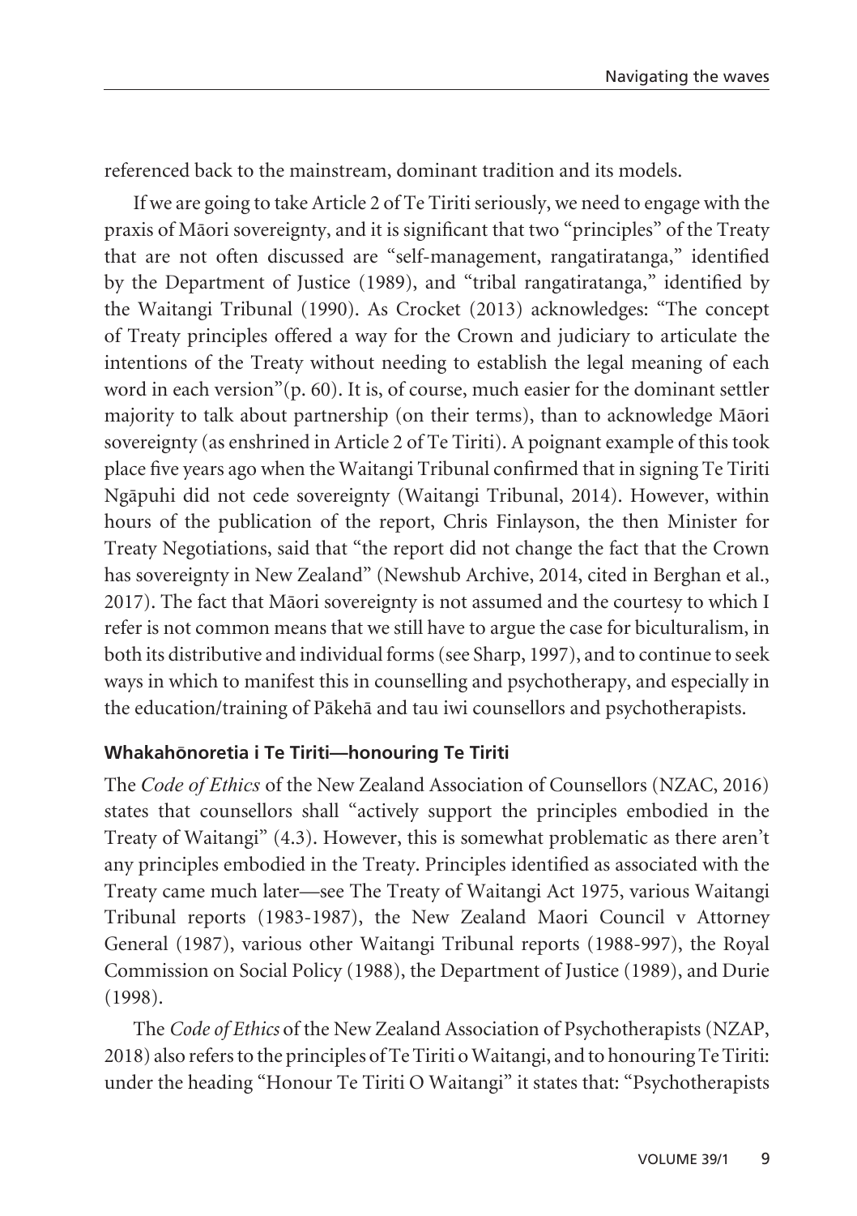referenced back to the mainstream, dominant tradition and its models.

If we are going to take Article 2 of Te Tiriti seriously, we need to engage with the praxis of Māori sovereignty, and it is significant that two "principles" of the Treaty that are not often discussed are "self-management, rangatiratanga," identified by the Department of Justice (1989), and "tribal rangatiratanga," identified by the Waitangi Tribunal (1990). As Crocket (2013) acknowledges: "The concept of Treaty principles offered a way for the Crown and judiciary to articulate the intentions of the Treaty without needing to establish the legal meaning of each word in each version"(p. 60). It is, of course, much easier for the dominant settler majority to talk about partnership (on their terms), than to acknowledge Māori sovereignty (as enshrined in Article 2 of Te Tiriti). A poignant example of this took place five years ago when the Waitangi Tribunal confirmed that in signing Te Tiriti Ngāpuhi did not cede sovereignty (Waitangi Tribunal, 2014). However, within hours of the publication of the report, Chris Finlayson, the then Minister for Treaty Negotiations, said that "the report did not change the fact that the Crown has sovereignty in New Zealand" (Newshub Archive, 2014, cited in Berghan et al., 2017). The fact that Māori sovereignty is not assumed and the courtesy to which I refer is not common means that we still have to argue the case for biculturalism, in both its distributive and individual forms (see Sharp, 1997), and to continue to seek ways in which to manifest this in counselling and psychotherapy, and especially in the education/training of Pākehā and tau iwi counsellors and psychotherapists.

### Whakahōnoretia i Te Tiriti—honouring Te Tiriti

The *Code of Ethics* of the New Zealand Association of Counsellors (NZAC, 2016) states that counsellors shall "actively support the principles embodied in the Treaty of Waitangi" (4.3). However, this is somewhat problematic as there aren't any principles embodied in the Treaty. Principles identified as associated with the Treaty came much later—see The Treaty of Waitangi Act 1975, various Waitangi Tribunal reports (1983-1987), the New Zealand Maori Council v Attorney General (1987), various other Waitangi Tribunal reports (1988-997), the Royal Commission on Social Policy (1988), the Department of Justice (1989), and Durie (1998).

The *Code of Ethics* of the New Zealand Association of Psychotherapists (NZAP, 2018) also refers to the principles of Te Tiriti o Waitangi, and to honouring Te Tiriti: under the heading "Honour Te Tiriti O Waitangi" it states that: "Psychotherapists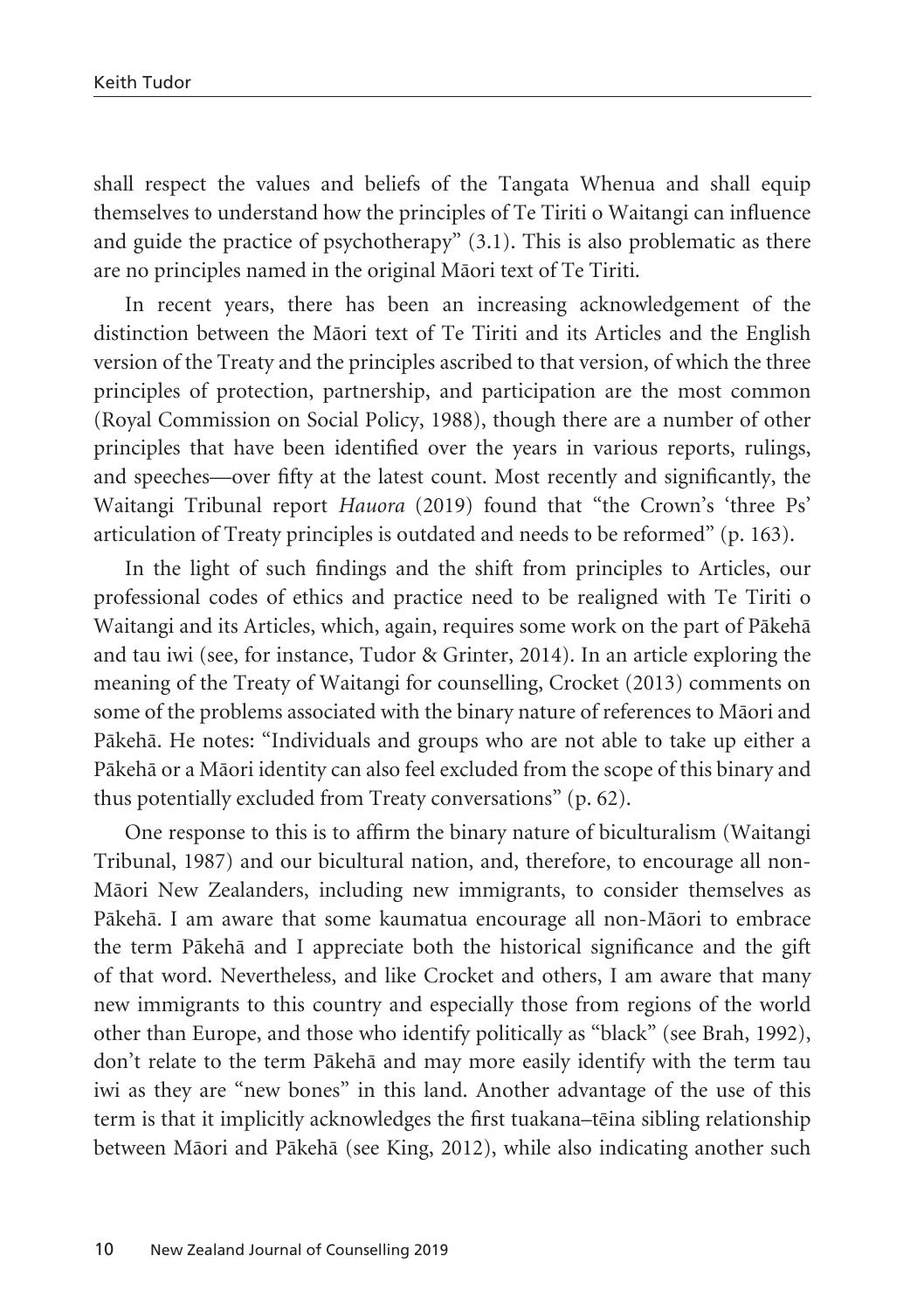shall respect the values and beliefs of the Tangata Whenua and shall equip themselves to understand how the principles of Te Tiriti o Waitangi can influence and guide the practice of psychotherapy" (3.1). This is also problematic as there are no principles named in the original Māori text of Te Tiriti.

In recent years, there has been an increasing acknowledgement of the distinction between the Māori text of Te Tiriti and its Articles and the English version of the Treaty and the principles ascribed to that version, of which the three principles of protection, partnership, and participation are the most common (Royal Commission on Social Policy, 1988), though there are a number of other principles that have been identified over the years in various reports, rulings, and speeches—over fifty at the latest count. Most recently and significantly, the Waitangi Tribunal report *Hauora* (2019) found that "the Crown's 'three Ps' articulation of Treaty principles is outdated and needs to be reformed" (p. 163).

In the light of such findings and the shift from principles to Articles, our professional codes of ethics and practice need to be realigned with Te Tiriti o Waitangi and its Articles, which, again, requires some work on the part of Pākehā and tau iwi (see, for instance, Tudor & Grinter, 2014). In an article exploring the meaning of the Treaty of Waitangi for counselling, Crocket (2013) comments on some of the problems associated with the binary nature of references to Māori and Pākehā. He notes: "Individuals and groups who are not able to take up either a Pākehā or a Māori identity can also feel excluded from the scope of this binary and thus potentially excluded from Treaty conversations" (p. 62).

One response to this is to affirm the binary nature of biculturalism (Waitangi Tribunal, 1987) and our bicultural nation, and, therefore, to encourage all non-Māori New Zealanders, including new immigrants, to consider themselves as Pākehā. I am aware that some kaumatua encourage all non-Māori to embrace the term Pākehā and I appreciate both the historical significance and the gift of that word. Nevertheless, and like Crocket and others, I am aware that many new immigrants to this country and especially those from regions of the world other than Europe, and those who identify politically as "black" (see Brah, 1992), don't relate to the term Pākehā and may more easily identify with the term tau iwi as they are "new bones" in this land. Another advantage of the use of this term is that it implicitly acknowledges the first tuakana–tēina sibling relationship between Māori and Pākehā (see King, 2012), while also indicating another such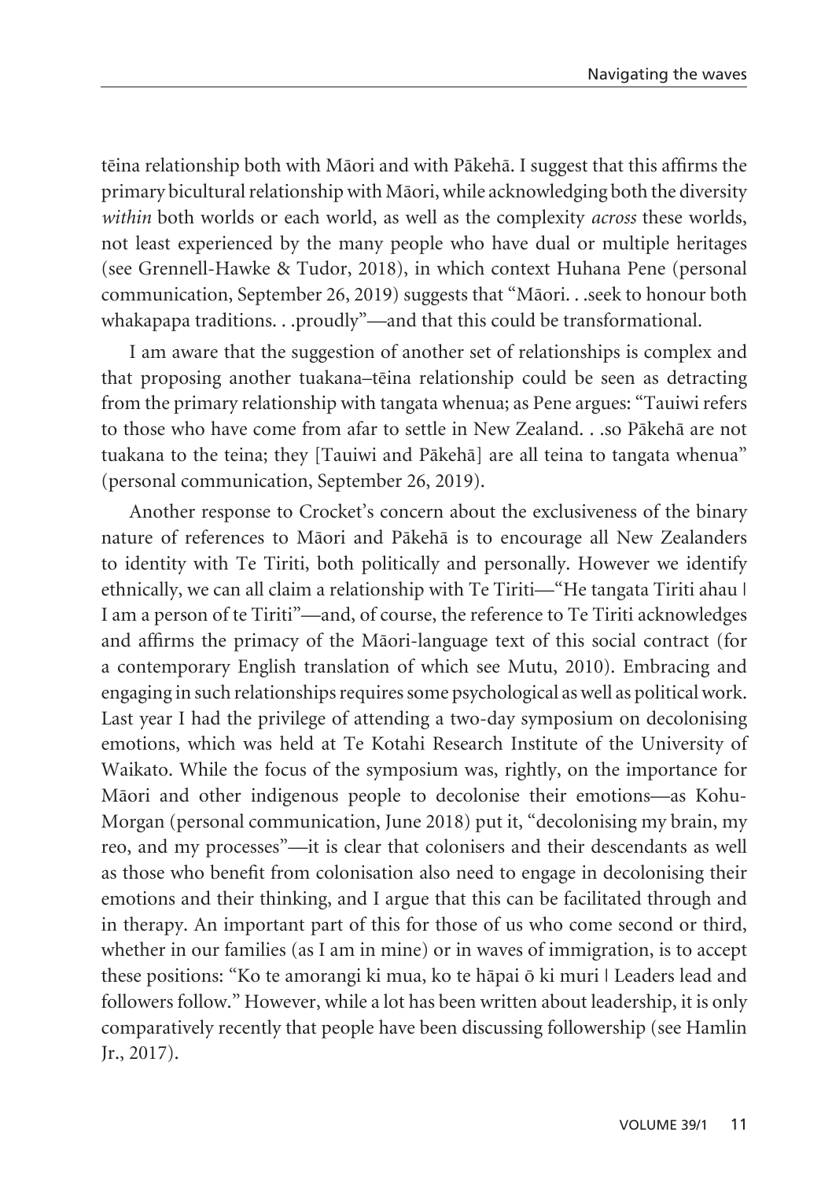tēina relationship both with Māori and with Pākehā. I suggest that this affirms the primary bicultural relationship with Māori, while acknowledging both the diversity *within* both worlds or each world, as well as the complexity *across* these worlds, not least experienced by the many people who have dual or multiple heritages (see Grennell-Hawke & Tudor, 2018), in which context Huhana Pene (personal communication, September 26, 2019) suggests that "Māori. . .seek to honour both whakapapa traditions. . .proudly"—and that this could be transformational.

I am aware that the suggestion of another set of relationships is complex and that proposing another tuakana–tēina relationship could be seen as detracting from the primary relationship with tangata whenua; as Pene argues: "Tauiwi refers to those who have come from afar to settle in New Zealand. . .so Pākehā are not tuakana to the teina; they [Tauiwi and Pākehā] are all teina to tangata whenua" (personal communication, September 26, 2019).

Another response to Crocket's concern about the exclusiveness of the binary nature of references to Māori and Pākehā is to encourage all New Zealanders to identity with Te Tiriti, both politically and personally. However we identify ethnically, we can all claim a relationship with Te Tiriti—"He tangata Tiriti ahau | I am a person of te Tiriti"—and, of course, the reference to Te Tiriti acknowledges and affirms the primacy of the Māori-language text of this social contract (for a contemporary English translation of which see Mutu, 2010). Embracing and engaging in such relationships requires some psychological as well as political work. Last year I had the privilege of attending a two-day symposium on decolonising emotions, which was held at Te Kotahi Research Institute of the University of Waikato. While the focus of the symposium was, rightly, on the importance for Māori and other indigenous people to decolonise their emotions—as Kohu-Morgan (personal communication, June 2018) put it, "decolonising my brain, my reo, and my processes"—it is clear that colonisers and their descendants as well as those who benefit from colonisation also need to engage in decolonising their emotions and their thinking, and I argue that this can be facilitated through and in therapy. An important part of this for those of us who come second or third, whether in our families (as I am in mine) or in waves of immigration, is to accept these positions: "Ko te amorangi ki mua, ko te hāpai ō ki muri | Leaders lead and followers follow." However, while a lot has been written about leadership, it is only comparatively recently that people have been discussing followership (see Hamlin Jr., 2017).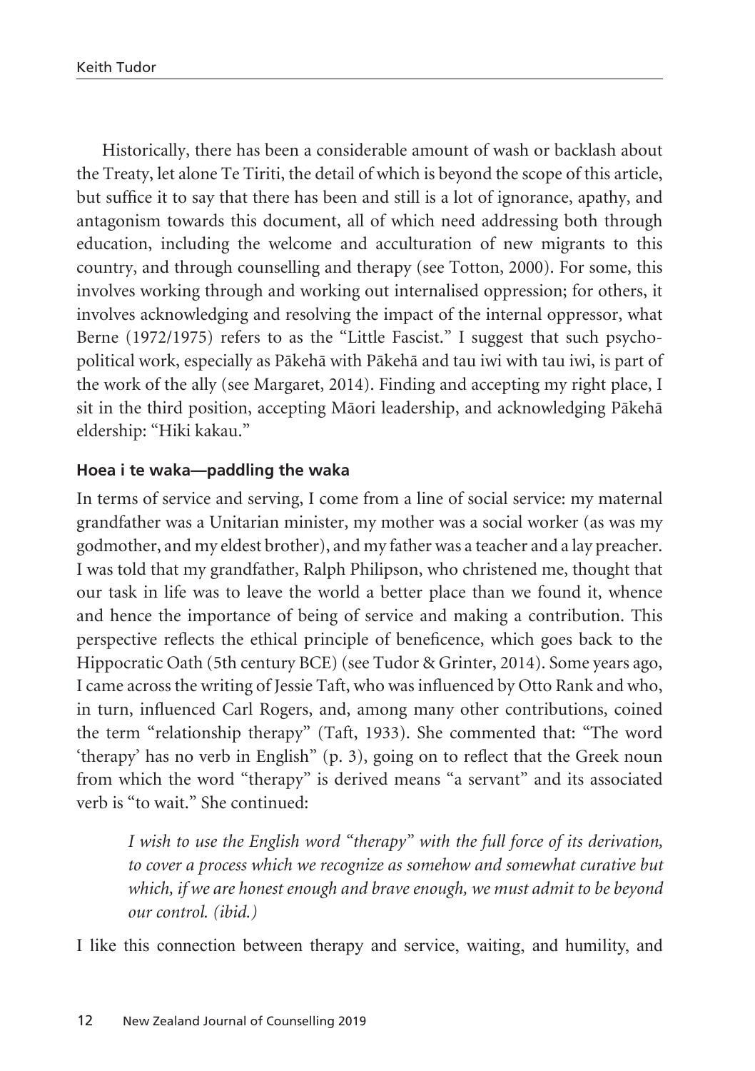Historically, there has been a considerable amount of wash or backlash about the Treaty, let alone Te Tiriti, the detail of which is beyond the scope of this article, but suffice it to say that there has been and still is a lot of ignorance, apathy, and antagonism towards this document, all of which need addressing both through education, including the welcome and acculturation of new migrants to this country, and through counselling and therapy (see Totton, 2000). For some, this involves working through and working out internalised oppression; for others, it involves acknowledging and resolving the impact of the internal oppressor, what Berne (1972/1975) refers to as the "Little Fascist." I suggest that such psychopolitical work, especially as Pākehā with Pākehā and tau iwi with tau iwi, is part of the work of the ally (see Margaret, 2014). Finding and accepting my right place, I sit in the third position, accepting Māori leadership, and acknowledging Pākehā eldership: "Hiki kakau."

### Hoea i te waka—paddling the waka

In terms of service and serving, I come from a line of social service: my maternal grandfather was a Unitarian minister, my mother was a social worker (as was my godmother, and my eldest brother), and my father was a teacher and a lay preacher. I was told that my grandfather, Ralph Philipson, who christened me, thought that our task in life was to leave the world a better place than we found it, whence and hence the importance of being of service and making a contribution. This perspective reflects the ethical principle of beneficence, which goes back to the Hippocratic Oath (5th century BCE) (see Tudor & Grinter, 2014). Some years ago, I came across the writing of Jessie Taft, who was influenced by Otto Rank and who, in turn, influenced Carl Rogers, and, among many other contributions, coined the term "relationship therapy" (Taft, 1933). She commented that: "The word 'therapy' has no verb in English" (p. 3), going on to reflect that the Greek noun from which the word "therapy" is derived means "a servant" and its associated verb is "to wait." She continued:

> *I wish to use the English word "therapy" with the full force of its derivation, to cover a process which we recognize as somehow and somewhat curative but which, if we are honest enough and brave enough, we must admit to be beyond our control. (ibid.)*

I like this connection between therapy and service, waiting, and humility, and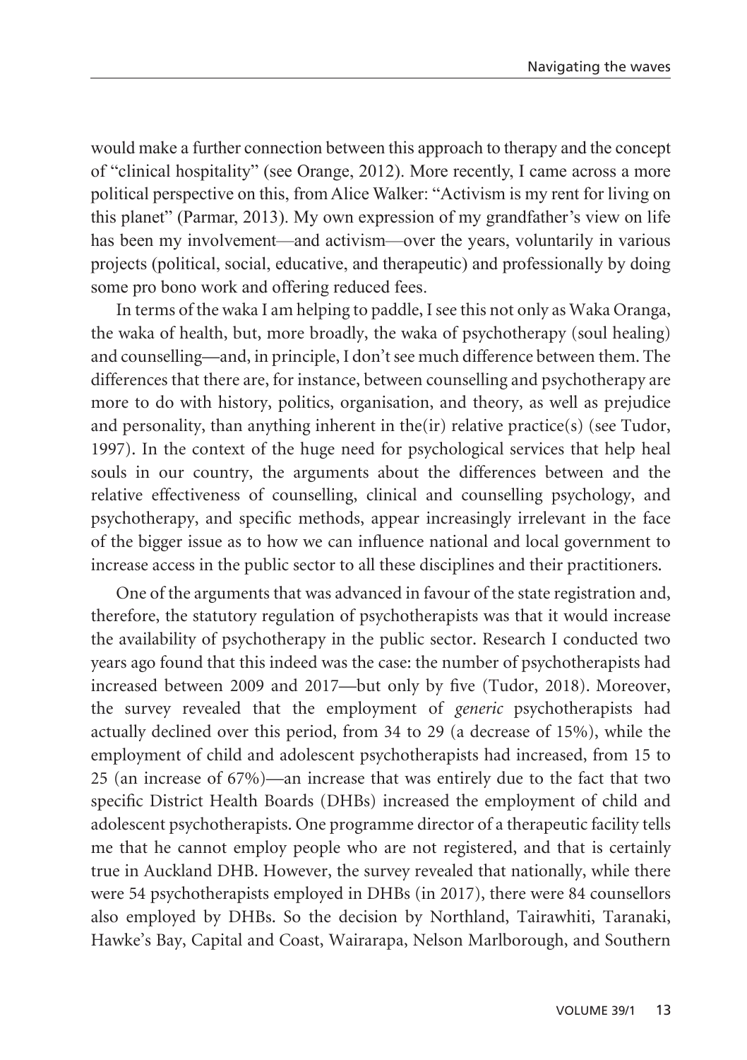would make a further connection between this approach to therapy and the concept of "clinical hospitality" (see Orange, 2012). More recently, I came across a more political perspective on this, from Alice Walker: "Activism is my rent for living on this planet" (Parmar, 2013). My own expression of my grandfather's view on life has been my involvement—and activism—over the years, voluntarily in various projects (political, social, educative, and therapeutic) and professionally by doing some pro bono work and offering reduced fees.

In terms of the waka I am helping to paddle, I see this not only as Waka Oranga, the waka of health, but, more broadly, the waka of psychotherapy (soul healing) and counselling—and, in principle, I don't see much difference between them. The differences that there are, for instance, between counselling and psychotherapy are more to do with history, politics, organisation, and theory, as well as prejudice and personality, than anything inherent in the(ir) relative practice(s) (see Tudor, 1997). In the context of the huge need for psychological services that help heal souls in our country, the arguments about the differences between and the relative effectiveness of counselling, clinical and counselling psychology, and psychotherapy, and specific methods, appear increasingly irrelevant in the face of the bigger issue as to how we can influence national and local government to increase access in the public sector to all these disciplines and their practitioners.

One of the arguments that was advanced in favour of the state registration and, therefore, the statutory regulation of psychotherapists was that it would increase the availability of psychotherapy in the public sector. Research I conducted two years ago found that this indeed was the case: the number of psychotherapists had increased between 2009 and 2017—but only by five (Tudor, 2018). Moreover, the survey revealed that the employment of *generic* psychotherapists had actually declined over this period, from 34 to 29 (a decrease of 15%), while the employment of child and adolescent psychotherapists had increased, from 15 to 25 (an increase of 67%)—an increase that was entirely due to the fact that two specific District Health Boards (DHBs) increased the employment of child and adolescent psychotherapists. One programme director of a therapeutic facility tells me that he cannot employ people who are not registered, and that is certainly true in Auckland DHB. However, the survey revealed that nationally, while there were 54 psychotherapists employed in DHBs (in 2017), there were 84 counsellors also employed by DHBs. So the decision by Northland, Tairawhiti, Taranaki, Hawke's Bay, Capital and Coast, Wairarapa, Nelson Marlborough, and Southern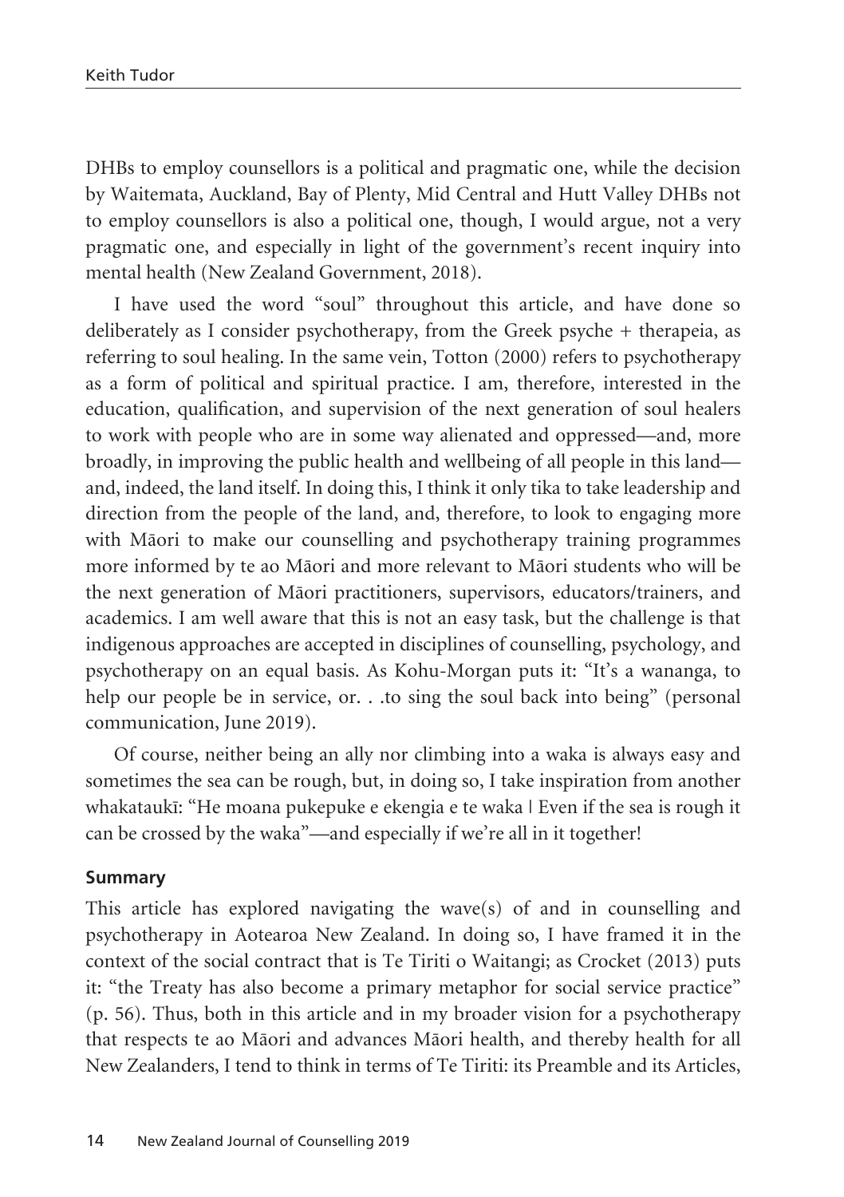DHBs to employ counsellors is a political and pragmatic one, while the decision by Waitemata, Auckland, Bay of Plenty, Mid Central and Hutt Valley DHBs not to employ counsellors is also a political one, though, I would argue, not a very pragmatic one, and especially in light of the government's recent inquiry into mental health (New Zealand Government, 2018).

I have used the word "soul" throughout this article, and have done so deliberately as I consider psychotherapy, from the Greek psyche + therapeia, as referring to soul healing. In the same vein, Totton (2000) refers to psychotherapy as a form of political and spiritual practice. I am, therefore, interested in the education, qualification, and supervision of the next generation of soul healers to work with people who are in some way alienated and oppressed—and, more broadly, in improving the public health and wellbeing of all people in this land—and, indeed, the land itself. In doing this, I think it only tika to take leadership and direction from the people of the land, and, therefore, to look to engaging more with Māori to make our counselling and psychotherapy training programmes more informed by te ao Māori and more relevant to Māori students who will be the next generation of Māori practitioners, supervisors, educators/trainers, and academics. I am well aware that this is not an easy task, but the challenge is that indigenous approaches are accepted in disciplines of counselling, psychology, and psychotherapy on an equal basis. As Kohu-Morgan puts it: "It's a wananga, to help our people be in service, or. . .to sing the soul back into being" (personal communication, June 2019).

Of course, neither being an ally nor climbing into a waka is always easy and sometimes the sea can be rough, but, in doing so, I take inspiration from another whakataukī: "He moana pukepuke e ekengia e te waka | Even if the sea is rough it can be crossed by the waka"—and especially if we're all in it together!

**Summary**

This article has explored navigating the wave(s) of and in counselling and psychotherapy in Aotearoa New Zealand. In doing so, I have framed it in the context of the social contract that is Te Tiriti o Waitangi; as Crocket (2013) puts it: "the Treaty has also become a primary metaphor for social service practice" (p. 56). Thus, both in this article and in my broader vision for a psychotherapy that respects te ao Māori and advances Māori health, and thereby health for all New Zealanders, I tend to think in terms of Te Tiriti: its Preamble and its Articles,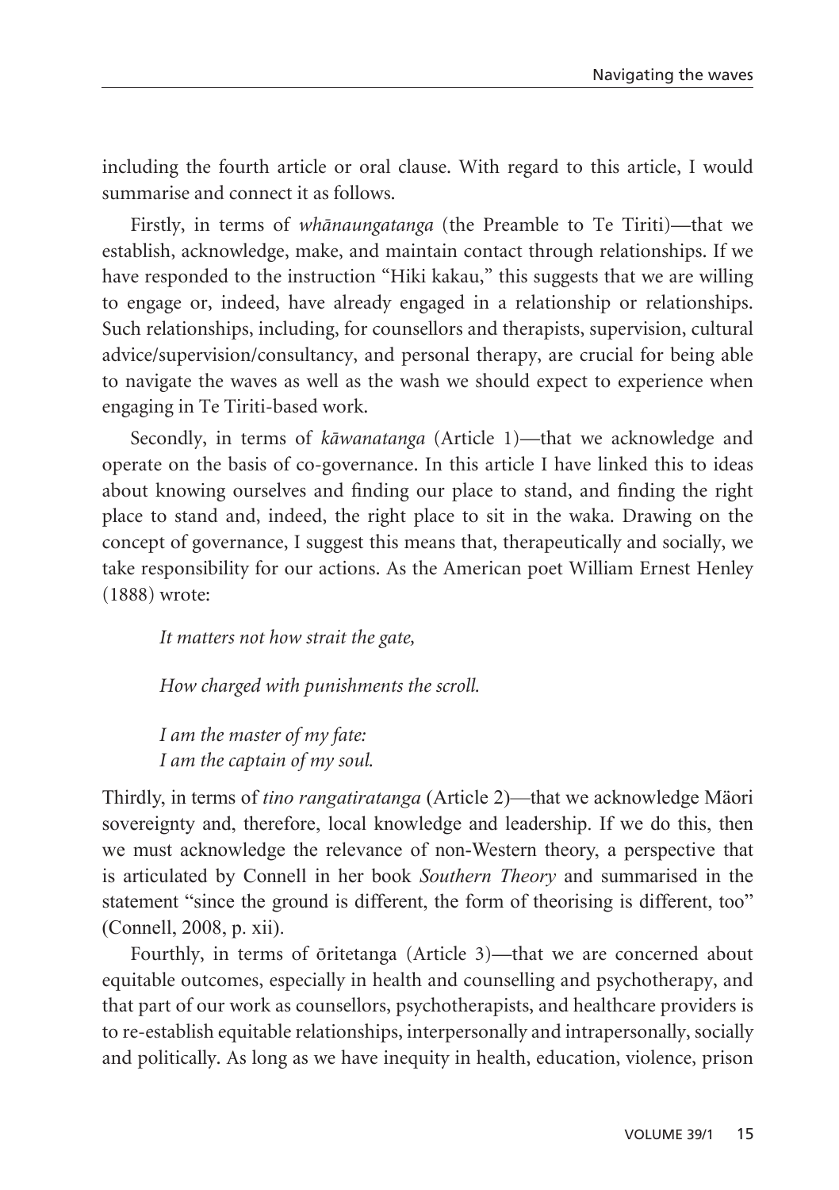including the fourth article or oral clause. With regard to this article, I would summarise and connect it as follows.

Firstly, in terms of *whānaungatanga* (the Preamble to Te Tiriti)—that we establish, acknowledge, make, and maintain contact through relationships. If we have responded to the instruction "Hiki kakau," this suggests that we are willing to engage or, indeed, have already engaged in a relationship or relationships. Such relationships, including, for counsellors and therapists, supervision, cultural advice/supervision/consultancy, and personal therapy, are crucial for being able to navigate the waves as well as the wash we should expect to experience when engaging in Te Tiriti-based work.

Secondly, in terms of *kāwanatanga* (Article 1)—that we acknowledge and operate on the basis of co-governance. In this article I have linked this to ideas about knowing ourselves and finding our place to stand, and finding the right place to stand and, indeed, the right place to sit in the waka. Drawing on the concept of governance, I suggest this means that, therapeutically and socially, we take responsibility for our actions. As the American poet William Ernest Henley (1888) wrote:

> *It matters not how strait the gate,*
>
> *How charged with punishments the scroll.*
>
> *I am the master of my fate:*
> *I am the captain of my soul.*

Thirdly, in terms of *tino rangatiratanga* (Article 2)—that we acknowledge Mäori sovereignty and, therefore, local knowledge and leadership. If we do this, then we must acknowledge the relevance of non-Western theory, a perspective that is articulated by Connell in her book *Southern Theory* and summarised in the statement "since the ground is different, the form of theorising is different, too" (Connell, 2008, p. xii).

Fourthly, in terms of ōritetanga (Article 3)—that we are concerned about equitable outcomes, especially in health and counselling and psychotherapy, and that part of our work as counsellors, psychotherapists, and healthcare providers is to re-establish equitable relationships, interpersonally and intrapersonally, socially and politically. As long as we have inequity in health, education, violence, prison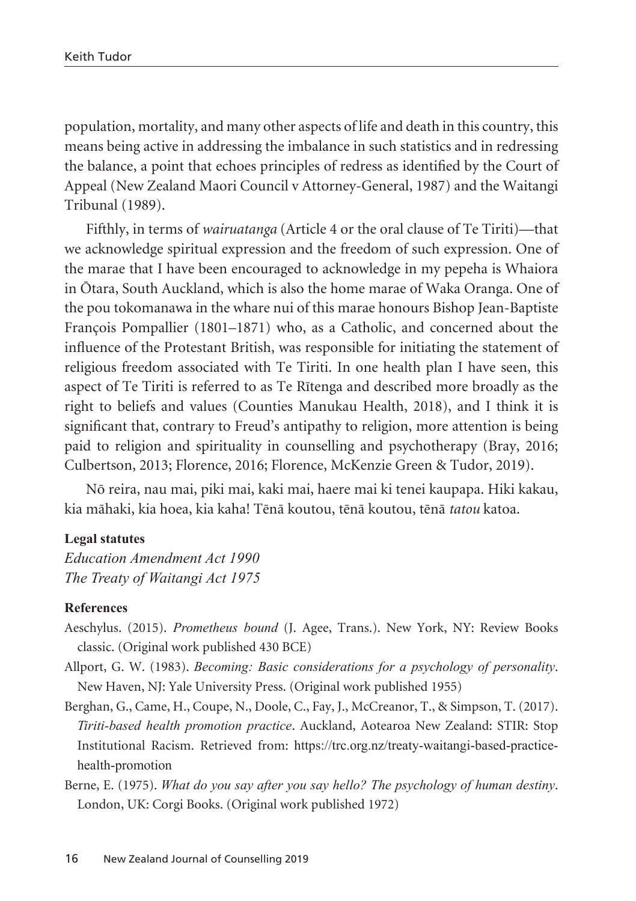population, mortality, and many other aspects of life and death in this country, this means being active in addressing the imbalance in such statistics and in redressing the balance, a point that echoes principles of redress as identified by the Court of Appeal (New Zealand Maori Council v Attorney-General, 1987) and the Waitangi Tribunal (1989).

Fifthly, in terms of *wairuatanga* (Article 4 or the oral clause of Te Tiriti)—that we acknowledge spiritual expression and the freedom of such expression. One of the marae that I have been encouraged to acknowledge in my pepeha is Whaiora in Ōtara, South Auckland, which is also the home marae of Waka Oranga. One of the pou tokomanawa in the whare nui of this marae honours Bishop Jean-Baptiste François Pompallier (1801–1871) who, as a Catholic, and concerned about the influence of the Protestant British, was responsible for initiating the statement of religious freedom associated with Te Tiriti. In one health plan I have seen, this aspect of Te Tiriti is referred to as Te Rītenga and described more broadly as the right to beliefs and values (Counties Manukau Health, 2018), and I think it is significant that, contrary to Freud's antipathy to religion, more attention is being paid to religion and spirituality in counselling and psychotherapy (Bray, 2016; Culbertson, 2013; Florence, 2016; Florence, McKenzie Green & Tudor, 2019).

Nō reira, nau mai, piki mai, kaki mai, haere mai ki tenei kaupapa. Hiki kakau, kia māhaki, kia hoea, kia kaha! Tēnā koutou, tēnā koutou, tēnā *tatou* katoa.

**Legal statutes**

*Education Amendment Act 1990*
*The Treaty of Waitangi Act 1975*

**References**

Aeschylus. (2015). *Prometheus bound* (J. Agee, Trans.). New York, NY: Review Books classic. (Original work published 430 BCE)

Allport, G. W. (1983). *Becoming: Basic considerations for a psychology of personality*. New Haven, NJ: Yale University Press. (Original work published 1955)

Berghan, G., Came, H., Coupe, N., Doole, C., Fay, J., McCreanor, T., & Simpson, T. (2017). *Tiriti-based health promotion practice*. Auckland, Aotearoa New Zealand: STIR: Stop Institutional Racism. Retrieved from: https://trc.org.nz/treaty-waitangi-based-practice-health-promotion

Berne, E. (1975). *What do you say after you say hello? The psychology of human destiny*. London, UK: Corgi Books. (Original work published 1972)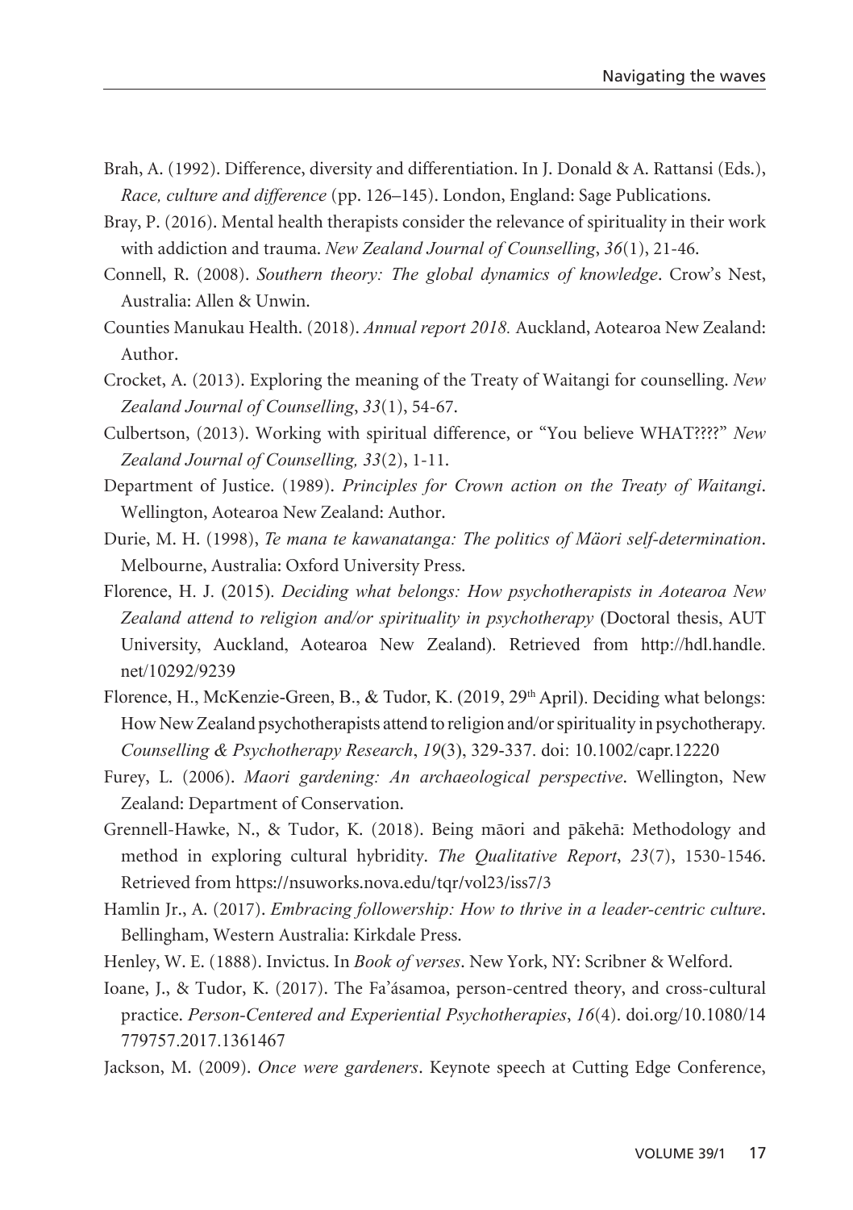Brah, A. (1992). Difference, diversity and differentiation. In J. Donald & A. Rattansi (Eds.), *Race, culture and difference* (pp. 126–145). London, England: Sage Publications.

Bray, P. (2016). Mental health therapists consider the relevance of spirituality in their work with addiction and trauma. *New Zealand Journal of Counselling*, *36*(1), 21-46.

Connell, R. (2008). *Southern theory: The global dynamics of knowledge*. Crow's Nest, Australia: Allen & Unwin.

Counties Manukau Health. (2018). *Annual report 2018.* Auckland, Aotearoa New Zealand: Author.

Crocket, A. (2013). Exploring the meaning of the Treaty of Waitangi for counselling. *New Zealand Journal of Counselling*, *33*(1), 54-67.

Culbertson, (2013). Working with spiritual difference, or "You believe WHAT????" *New Zealand Journal of Counselling, 33*(2), 1-11.

Department of Justice. (1989). *Principles for Crown action on the Treaty of Waitangi*. Wellington, Aotearoa New Zealand: Author.

Durie, M. H. (1998), *Te mana te kawanatanga: The politics of Mäori self-determination*. Melbourne, Australia: Oxford University Press.

Florence, H. J. (2015). *Deciding what belongs: How psychotherapists in Aotearoa New Zealand attend to religion and/or spirituality in psychotherapy* (Doctoral thesis, AUT University, Auckland, Aotearoa New Zealand). Retrieved from http://hdl.handle.net/10292/9239

Florence, H., McKenzie-Green, B., & Tudor, K. (2019, 29th April). Deciding what belongs: How New Zealand psychotherapists attend to religion and/or spirituality in psychotherapy. *Counselling & Psychotherapy Research*, *19*(3), 329-337. doi: 10.1002/capr.12220

Furey, L. (2006). *Maori gardening: An archaeological perspective*. Wellington, New Zealand: Department of Conservation.

Grennell-Hawke, N., & Tudor, K. (2018). Being māori and pākehā: Methodology and method in exploring cultural hybridity. *The Qualitative Report*, *23*(7), 1530-1546. Retrieved from https://nsuworks.nova.edu/tqr/vol23/iss7/3

Hamlin Jr., A. (2017). *Embracing followership: How to thrive in a leader-centric culture*. Bellingham, Western Australia: Kirkdale Press.

Henley, W. E. (1888). Invictus. In *Book of verses*. New York, NY: Scribner & Welford.

Ioane, J., & Tudor, K. (2017). The Fa'ásamoa, person-centred theory, and cross-cultural practice. *Person-Centered and Experiential Psychotherapies*, *16*(4). doi.org/10.1080/14779757.2017.1361467

Jackson, M. (2009). *Once were gardeners*. Keynote speech at Cutting Edge Conference,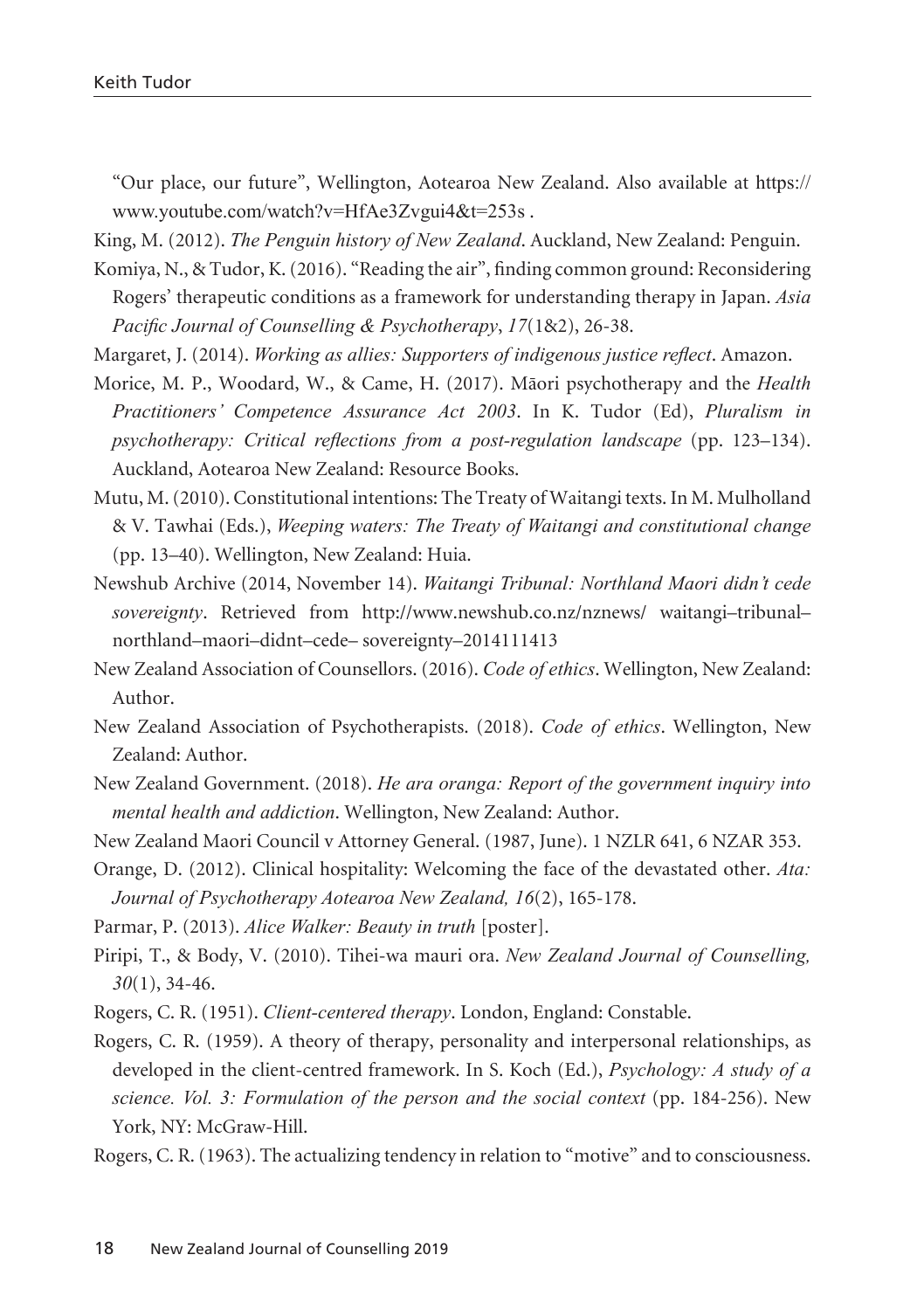"Our place, our future", Wellington, Aotearoa New Zealand. Also available at https://www.youtube.com/watch?v=HfAe3Zvgui4&t=253s .

King, M. (2012). *The Penguin history of New Zealand*. Auckland, New Zealand: Penguin.

Komiya, N., & Tudor, K. (2016). "Reading the air", finding common ground: Reconsidering Rogers' therapeutic conditions as a framework for understanding therapy in Japan. *Asia Pacific Journal of Counselling & Psychotherapy*, *17*(1&2), 26-38.

Margaret, J. (2014). *Working as allies: Supporters of indigenous justice reflect*. Amazon.

Morice, M. P., Woodard, W., & Came, H. (2017). Māori psychotherapy and the *Health Practitioners' Competence Assurance Act 2003*. In K. Tudor (Ed), *Pluralism in psychotherapy: Critical reflections from a post-regulation landscape* (pp. 123–134). Auckland, Aotearoa New Zealand: Resource Books.

Mutu, M. (2010). Constitutional intentions: The Treaty of Waitangi texts. In M. Mulholland & V. Tawhai (Eds.), *Weeping waters: The Treaty of Waitangi and constitutional change* (pp. 13–40). Wellington, New Zealand: Huia.

Newshub Archive (2014, November 14). *Waitangi Tribunal: Northland Maori didn't cede sovereignty*. Retrieved from http://www.newshub.co.nz/nznews/ waitangi–tribunal–northland–maori–didnt–cede– sovereignty–2014111413

New Zealand Association of Counsellors. (2016). *Code of ethics*. Wellington, New Zealand: Author.

New Zealand Association of Psychotherapists. (2018). *Code of ethics*. Wellington, New Zealand: Author.

New Zealand Government. (2018). *He ara oranga: Report of the government inquiry into mental health and addiction*. Wellington, New Zealand: Author.

New Zealand Maori Council v Attorney General. (1987, June). 1 NZLR 641, 6 NZAR 353.

Orange, D. (2012). Clinical hospitality: Welcoming the face of the devastated other. *Ata: Journal of Psychotherapy Aotearoa New Zealand, 16*(2), 165-178.

Parmar, P. (2013). *Alice Walker: Beauty in truth* [poster].

Piripi, T., & Body, V. (2010). Tihei-wa mauri ora. *New Zealand Journal of Counselling, 30*(1), 34-46.

Rogers, C. R. (1951). *Client-centered therapy*. London, England: Constable.

Rogers, C. R. (1959). A theory of therapy, personality and interpersonal relationships, as developed in the client-centred framework. In S. Koch (Ed.), *Psychology: A study of a science. Vol. 3: Formulation of the person and the social context* (pp. 184-256). New York, NY: McGraw-Hill.

Rogers, C. R. (1963). The actualizing tendency in relation to "motive" and to consciousness.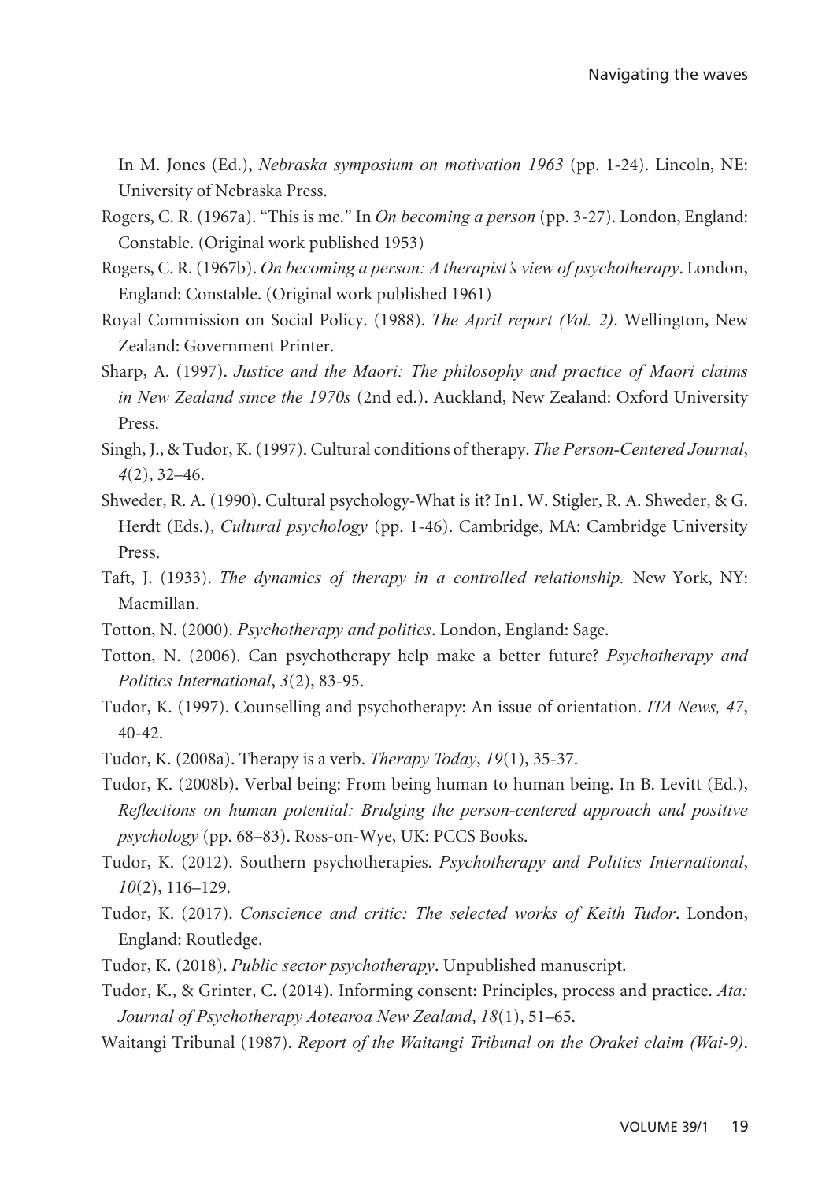In M. Jones (Ed.), *Nebraska symposium on motivation 1963* (pp. 1-24). Lincoln, NE: University of Nebraska Press.

Rogers, C. R. (1967a). "This is me." In *On becoming a person* (pp. 3-27). London, England: Constable. (Original work published 1953)

Rogers, C. R. (1967b). *On becoming a person: A therapist's view of psychotherapy*. London, England: Constable. (Original work published 1961)

Royal Commission on Social Policy. (1988). *The April report (Vol. 2)*. Wellington, New Zealand: Government Printer.

Sharp, A. (1997). *Justice and the Maori: The philosophy and practice of Maori claims in New Zealand since the 1970s* (2nd ed.). Auckland, New Zealand: Oxford University Press.

Singh, J., & Tudor, K. (1997). Cultural conditions of therapy. *The Person-Centered Journal*, *4*(2), 32–46.

Shweder, R. A. (1990). Cultural psychology-What is it? In1. W. Stigler, R. A. Shweder, & G. Herdt (Eds.), *Cultural psychology* (pp. 1-46). Cambridge, MA: Cambridge University Press.

Taft, J. (1933). *The dynamics of therapy in a controlled relationship.* New York, NY: Macmillan.

Totton, N. (2000). *Psychotherapy and politics*. London, England: Sage.

Totton, N. (2006). Can psychotherapy help make a better future? *Psychotherapy and Politics International*, *3*(2), 83-95.

Tudor, K. (1997). Counselling and psychotherapy: An issue of orientation. *ITA News, 47*, 40-42.

Tudor, K. (2008a). Therapy is a verb. *Therapy Today*, *19*(1), 35-37.

Tudor, K. (2008b). Verbal being: From being human to human being. In B. Levitt (Ed.), *Reflections on human potential: Bridging the person-centered approach and positive psychology* (pp. 68–83). Ross-on-Wye, UK: PCCS Books.

Tudor, K. (2012). Southern psychotherapies. *Psychotherapy and Politics International*, *10*(2), 116–129.

Tudor, K. (2017). *Conscience and critic: The selected works of Keith Tudor*. London, England: Routledge.

Tudor, K. (2018). *Public sector psychotherapy*. Unpublished manuscript.

Tudor, K., & Grinter, C. (2014). Informing consent: Principles, process and practice. *Ata: Journal of Psychotherapy Aotearoa New Zealand*, *18*(1), 51–65.

Waitangi Tribunal (1987). *Report of the Waitangi Tribunal on the Orakei claim (Wai-9)*.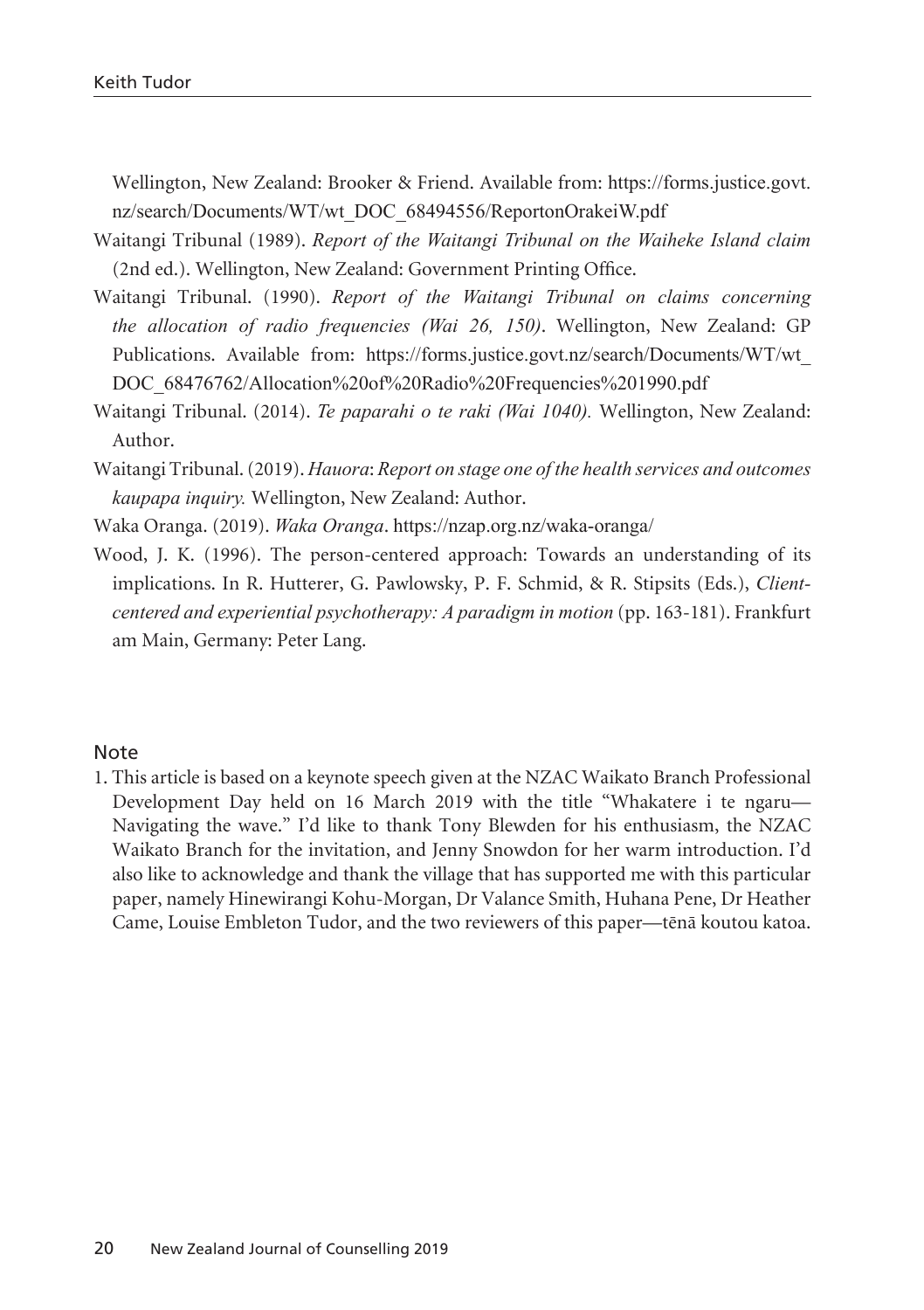Wellington, New Zealand: Brooker & Friend. Available from: https://forms.justice.govt.nz/search/Documents/WT/wt_DOC_68494556/ReportonOrakeiW.pdf

Waitangi Tribunal (1989). *Report of the Waitangi Tribunal on the Waiheke Island claim* (2nd ed.). Wellington, New Zealand: Government Printing Office.

Waitangi Tribunal. (1990). *Report of the Waitangi Tribunal on claims concerning the allocation of radio frequencies (Wai 26, 150)*. Wellington, New Zealand: GP Publications. Available from: https://forms.justice.govt.nz/search/Documents/WT/wt_DOC_68476762/Allocation%20of%20Radio%20Frequencies%201990.pdf

Waitangi Tribunal. (2014). *Te paparahi o te raki (Wai 1040).* Wellington, New Zealand: Author.

Waitangi Tribunal. (2019). *Hauora*: *Report on stage one of the health services and outcomes kaupapa inquiry.* Wellington, New Zealand: Author.

Waka Oranga. (2019). *Waka Oranga*. https://nzap.org.nz/waka-oranga/

Wood, J. K. (1996). The person-centered approach: Towards an understanding of its implications. In R. Hutterer, G. Pawlowsky, P. F. Schmid, & R. Stipsits (Eds.), *Client-centered and experiential psychotherapy: A paradigm in motion* (pp. 163-181). Frankfurt am Main, Germany: Peter Lang.

## Note

1. This article is based on a keynote speech given at the NZAC Waikato Branch Professional Development Day held on 16 March 2019 with the title "Whakatere i te ngaru—Navigating the wave." I'd like to thank Tony Blewden for his enthusiasm, the NZAC Waikato Branch for the invitation, and Jenny Snowdon for her warm introduction. I'd also like to acknowledge and thank the village that has supported me with this particular paper, namely Hinewirangi Kohu-Morgan, Dr Valance Smith, Huhana Pene, Dr Heather Came, Louise Embleton Tudor, and the two reviewers of this paper—tēnā koutou katoa.